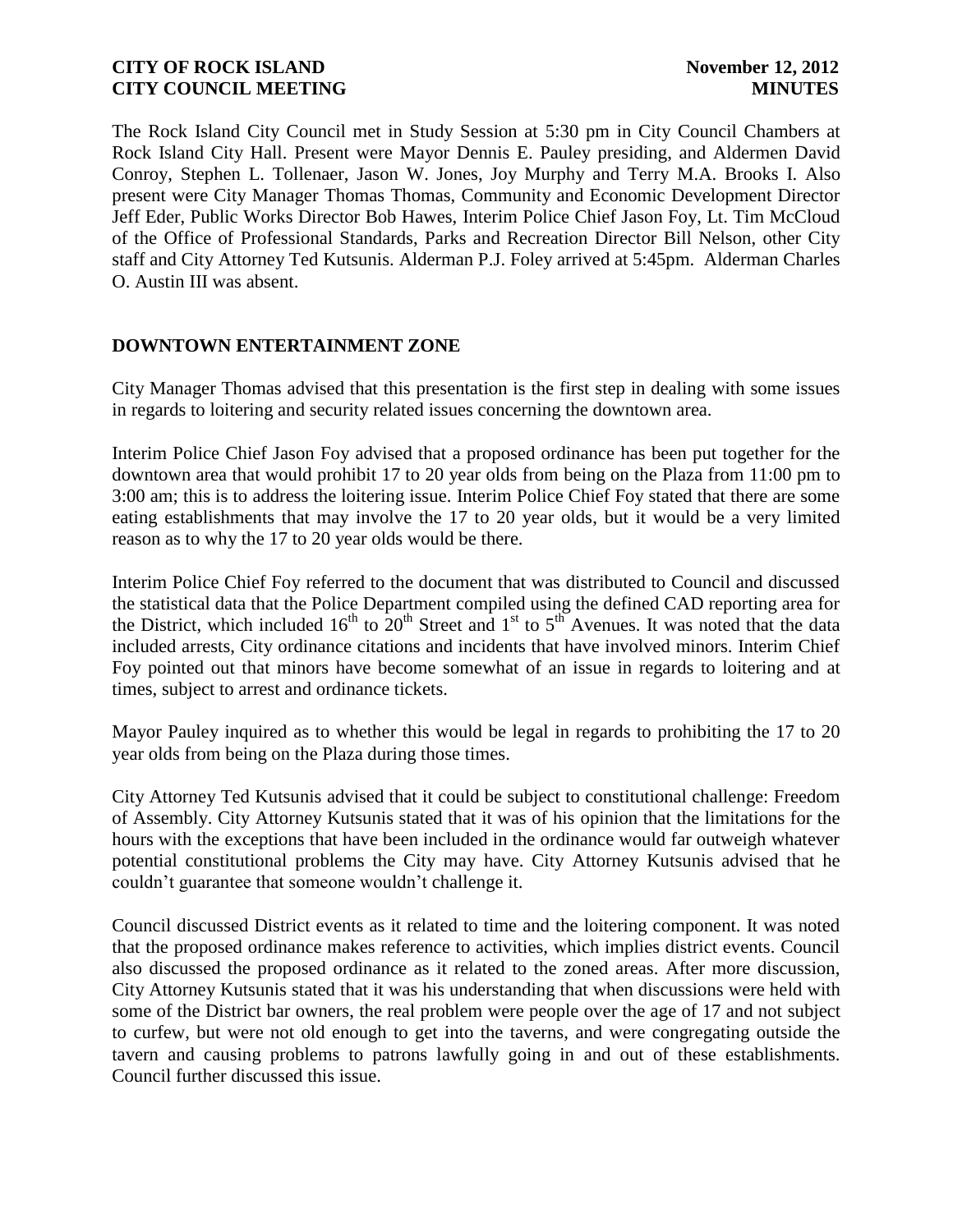The Rock Island City Council met in Study Session at 5:30 pm in City Council Chambers at Rock Island City Hall. Present were Mayor Dennis E. Pauley presiding, and Aldermen David Conroy, Stephen L. Tollenaer, Jason W. Jones, Joy Murphy and Terry M.A. Brooks I. Also present were City Manager Thomas Thomas, Community and Economic Development Director Jeff Eder, Public Works Director Bob Hawes, Interim Police Chief Jason Foy, Lt. Tim McCloud of the Office of Professional Standards, Parks and Recreation Director Bill Nelson, other City staff and City Attorney Ted Kutsunis. Alderman P.J. Foley arrived at 5:45pm. Alderman Charles O. Austin III was absent.

## DOWNTOWN ENTERTAINMENT ZONE

City Manager Thomas advised that this presentation is the first step in dealing with some issues in regards to loitering and security related issues concerning the downtown area.

Interim Police Chief Jason Foy advised that a proposed ordinance has been put together for the downtown area that would prohibit 17 to 20 year olds from being on the Plaza from 11:00 pm to 3:00 am; this is to address the loitering issue. Interim Police Chief Foy stated that there are some eating establishments that may involve the 17 to 20 year olds, but it would be a very limited reason as to why the 17 to 20 year olds would be there.

Interim Police Chief Foy referred to the document that was distributed to Council and discussed the statistical data that the Police Department compiled using the defined CAD reporting area for the District, which included 16th to 20th Street and 1st to 5th Avenues. It was noted that the data included arrests, City ordinance citations and incidents that have involved minors. Interim Chief Foy pointed out that minors have become somewhat of an issue in regards to loitering and at times, subject to arrest and ordinance tickets.

Mayor Pauley inquired as to whether this would be legal in regards to prohibiting the 17 to 20 year olds from being on the Plaza during those times.

City Attorney Ted Kutsunis advised that it could be subject to constitutional challenge: Freedom of Assembly. City Attorney Kutsunis stated that it was of his opinion that the limitations for the hours with the exceptions that have been included in the ordinance would far outweigh whatever potential constitutional problems the City may have. City Attorney Kutsunis advised that he couldn't guarantee that someone wouldn't challenge it.

Council discussed District events as it related to time and the loitering component. It was noted that the proposed ordinance makes reference to activities, which implies district events. Council also discussed the proposed ordinance as it related to the zoned areas. After more discussion, City Attorney Kutsunis stated that it was his understanding that when discussions were held with some of the District bar owners, the real problem were people over the age of 17 and not subject to curfew, but were not old enough to get into the taverns, and were congregating outside the tavern and causing problems to patrons lawfully going in and out of these establishments. Council further discussed this issue.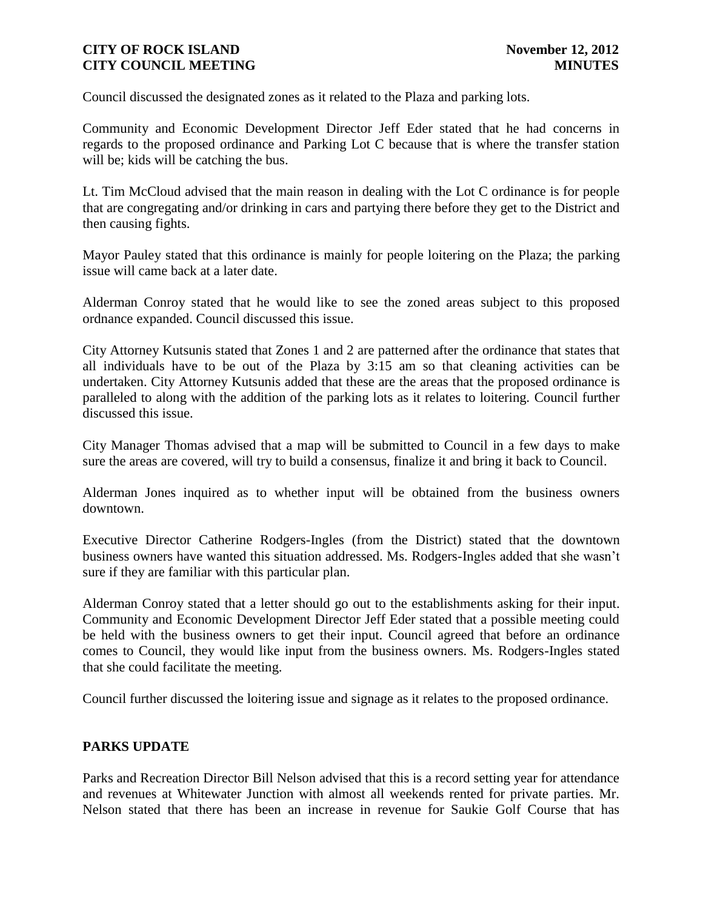Council discussed the designated zones as it related to the Plaza and parking lots.

Community and Economic Development Director Jeff Eder stated that he had concerns in regards to the proposed ordinance and Parking Lot C because that is where the transfer station will be; kids will be catching the bus.

Lt. Tim McCloud advised that the main reason in dealing with the Lot C ordinance is for people that are congregating and/or drinking in cars and partying there before they get to the District and then causing fights.

Mayor Pauley stated that this ordinance is mainly for people loitering on the Plaza; the parking issue will came back at a later date.

Alderman Conroy stated that he would like to see the zoned areas subject to this proposed ordnance expanded. Council discussed this issue.

City Attorney Kutsunis stated that Zones 1 and 2 are patterned after the ordinance that states that all individuals have to be out of the Plaza by 3:15 am so that cleaning activities can be undertaken. City Attorney Kutsunis added that these are the areas that the proposed ordinance is paralleled to along with the addition of the parking lots as it relates to loitering. Council further discussed this issue.

City Manager Thomas advised that a map will be submitted to Council in a few days to make sure the areas are covered, will try to build a consensus, finalize it and bring it back to Council.

Alderman Jones inquired as to whether input will be obtained from the business owners downtown.

Executive Director Catherine Rodgers-Ingles (from the District) stated that the downtown business owners have wanted this situation addressed. Ms. Rodgers-Ingles added that she wasn't sure if they are familiar with this particular plan.

Alderman Conroy stated that a letter should go out to the establishments asking for their input. Community and Economic Development Director Jeff Eder stated that a possible meeting could be held with the business owners to get their input. Council agreed that before an ordinance comes to Council, they would like input from the business owners. Ms. Rodgers-Ingles stated that she could facilitate the meeting.

Council further discussed the loitering issue and signage as it relates to the proposed ordinance.

**PARKS UPDATE**

Parks and Recreation Director Bill Nelson advised that this is a record setting year for attendance and revenues at Whitewater Junction with almost all weekends rented for private parties. Mr. Nelson stated that there has been an increase in revenue for Saukie Golf Course that has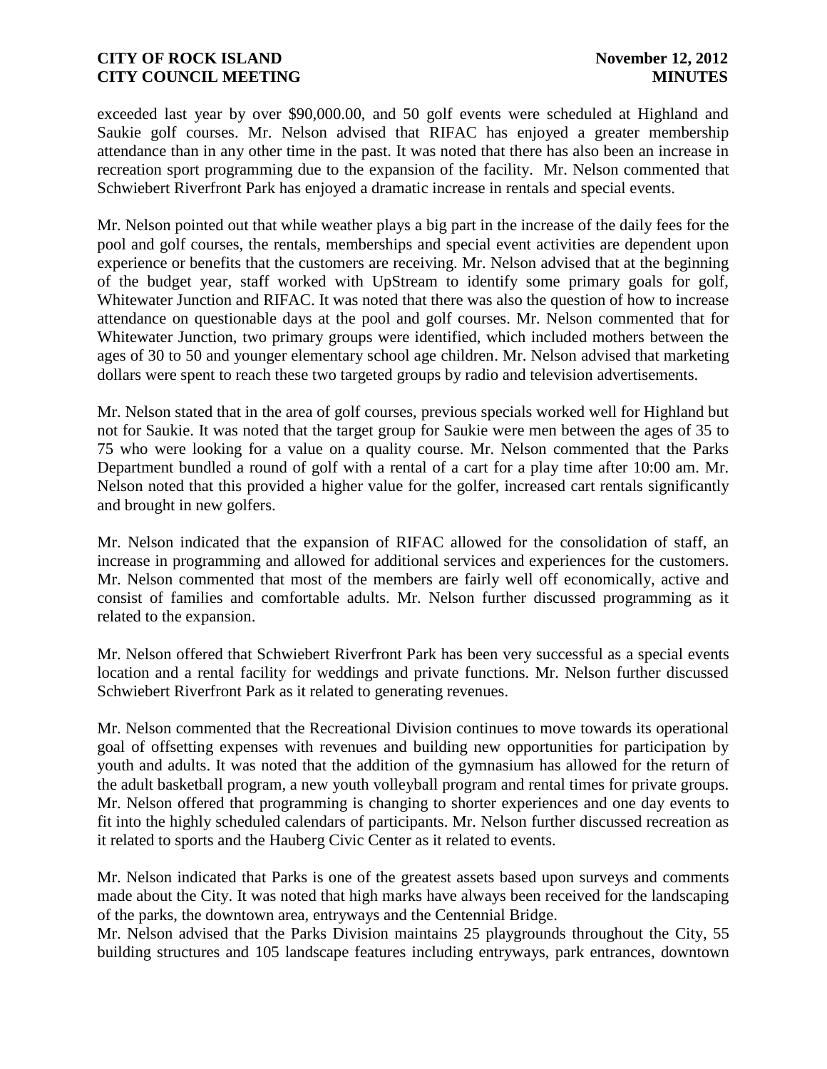exceeded last year by over $90,000.00, and 50 golf events were scheduled at Highland and Saukie golf courses. Mr. Nelson advised that RIFAC has enjoyed a greater membership attendance than in any other time in the past. It was noted that there has also been an increase in recreation sport programming due to the expansion of the facility. Mr. Nelson commented that Schwiebert Riverfront Park has enjoyed a dramatic increase in rentals and special events.

Mr. Nelson pointed out that while weather plays a big part in the increase of the daily fees for the pool and golf courses, the rentals, memberships and special event activities are dependent upon experience or benefits that the customers are receiving. Mr. Nelson advised that at the beginning of the budget year, staff worked with UpStream to identify some primary goals for golf, Whitewater Junction and RIFAC. It was noted that there was also the question of how to increase attendance on questionable days at the pool and golf courses. Mr. Nelson commented that for Whitewater Junction, two primary groups were identified, which included mothers between the ages of 30 to 50 and younger elementary school age children. Mr. Nelson advised that marketing dollars were spent to reach these two targeted groups by radio and television advertisements.

Mr. Nelson stated that in the area of golf courses, previous specials worked well for Highland but not for Saukie. It was noted that the target group for Saukie were men between the ages of 35 to 75 who were looking for a value on a quality course. Mr. Nelson commented that the Parks Department bundled a round of golf with a rental of a cart for a play time after 10:00 am. Mr. Nelson noted that this provided a higher value for the golfer, increased cart rentals significantly and brought in new golfers.

Mr. Nelson indicated that the expansion of RIFAC allowed for the consolidation of staff, an increase in programming and allowed for additional services and experiences for the customers. Mr. Nelson commented that most of the members are fairly well off economically, active and consist of families and comfortable adults. Mr. Nelson further discussed programming as it related to the expansion.

Mr. Nelson offered that Schwiebert Riverfront Park has been very successful as a special events location and a rental facility for weddings and private functions. Mr. Nelson further discussed Schwiebert Riverfront Park as it related to generating revenues.

Mr. Nelson commented that the Recreational Division continues to move towards its operational goal of offsetting expenses with revenues and building new opportunities for participation by youth and adults. It was noted that the addition of the gymnasium has allowed for the return of the adult basketball program, a new youth volleyball program and rental times for private groups. Mr. Nelson offered that programming is changing to shorter experiences and one day events to fit into the highly scheduled calendars of participants. Mr. Nelson further discussed recreation as it related to sports and the Hauberg Civic Center as it related to events.

Mr. Nelson indicated that Parks is one of the greatest assets based upon surveys and comments made about the City. It was noted that high marks have always been received for the landscaping of the parks, the downtown area, entryways and the Centennial Bridge.

Mr. Nelson advised that the Parks Division maintains 25 playgrounds throughout the City, 55 building structures and 105 landscape features including entryways, park entrances, downtown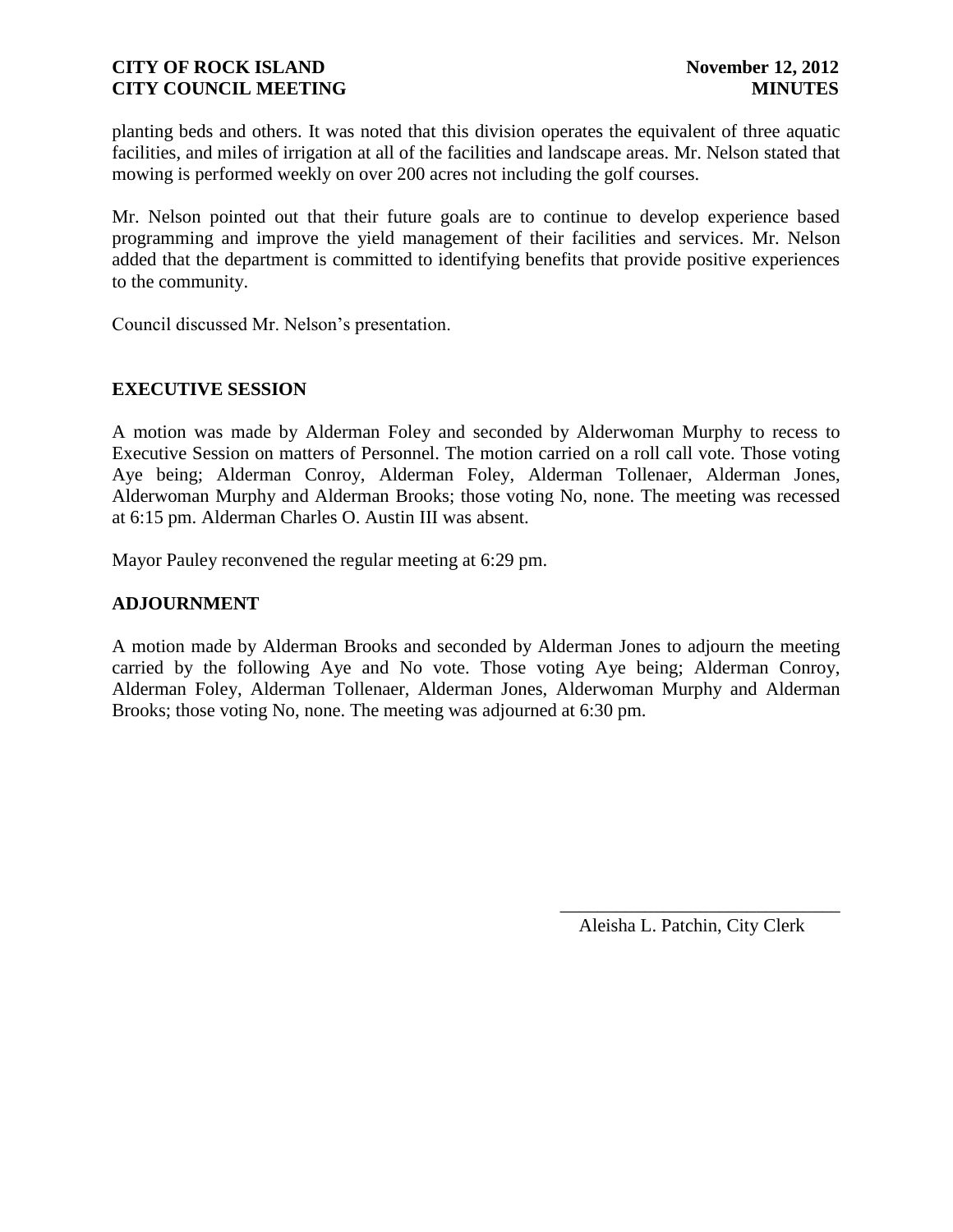planting beds and others. It was noted that this division operates the equivalent of three aquatic facilities, and miles of irrigation at all of the facilities and landscape areas. Mr. Nelson stated that mowing is performed weekly on over 200 acres not including the golf courses.

Mr. Nelson pointed out that their future goals are to continue to develop experience based programming and improve the yield management of their facilities and services. Mr. Nelson added that the department is committed to identifying benefits that provide positive experiences to the community.

Council discussed Mr. Nelson's presentation.

**EXECUTIVE SESSION**

A motion was made by Alderman Foley and seconded by Alderwoman Murphy to recess to Executive Session on matters of Personnel. The motion carried on a roll call vote. Those voting Aye being; Alderman Conroy, Alderman Foley, Alderman Tollenaer, Alderman Jones, Alderwoman Murphy and Alderman Brooks; those voting No, none. The meeting was recessed at 6:15 pm. Alderman Charles O. Austin III was absent.

Mayor Pauley reconvened the regular meeting at 6:29 pm.

**ADJOURNMENT**

A motion made by Alderman Brooks and seconded by Alderman Jones to adjourn the meeting carried by the following Aye and No vote. Those voting Aye being; Alderman Conroy, Alderman Foley, Alderman Tollenaer, Alderman Jones, Alderwoman Murphy and Alderman Brooks; those voting No, none. The meeting was adjourned at 6:30 pm.

\_\_\_\_\_\_\_\_\_\_\_\_\_\_\_\_\_\_\_\_\_\_\_\_\_\_\_\_\_\_

Aleisha L. Patchin, City Clerk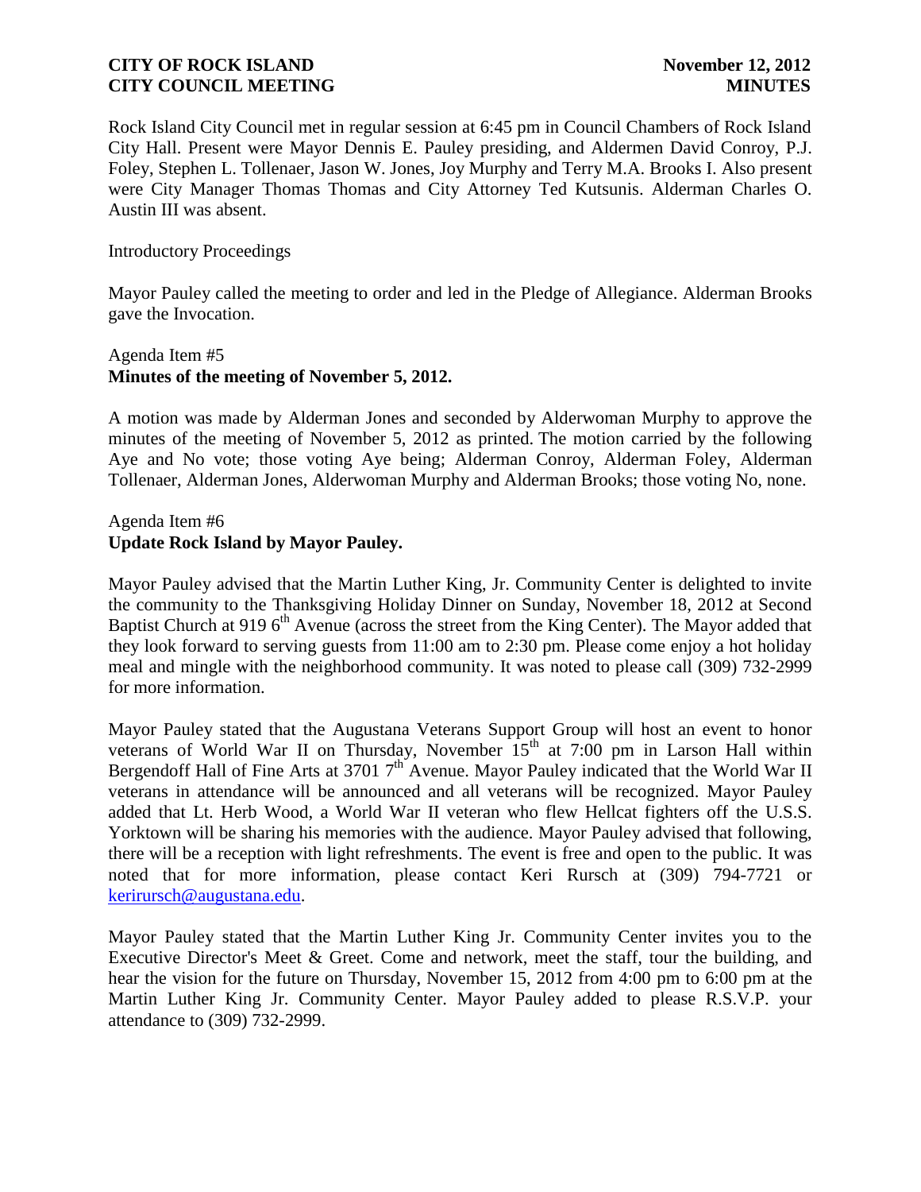Rock Island City Council met in regular session at 6:45 pm in Council Chambers of Rock Island City Hall. Present were Mayor Dennis E. Pauley presiding, and Aldermen David Conroy, P.J. Foley, Stephen L. Tollenaer, Jason W. Jones, Joy Murphy and Terry M.A. Brooks I. Also present were City Manager Thomas Thomas and City Attorney Ted Kutsunis. Alderman Charles O. Austin III was absent.

Introductory Proceedings

Mayor Pauley called the meeting to order and led in the Pledge of Allegiance. Alderman Brooks gave the Invocation.

Agenda Item #5
**Minutes of the meeting of November 5, 2012.**

A motion was made by Alderman Jones and seconded by Alderwoman Murphy to approve the minutes of the meeting of November 5, 2012 as printed. The motion carried by the following Aye and No vote; those voting Aye being; Alderman Conroy, Alderman Foley, Alderman Tollenaer, Alderman Jones, Alderwoman Murphy and Alderman Brooks; those voting No, none.

Agenda Item #6
**Update Rock Island by Mayor Pauley.**

Mayor Pauley advised that the Martin Luther King, Jr. Community Center is delighted to invite the community to the Thanksgiving Holiday Dinner on Sunday, November 18, 2012 at Second Baptist Church at 919 6th Avenue (across the street from the King Center). The Mayor added that they look forward to serving guests from 11:00 am to 2:30 pm. Please come enjoy a hot holiday meal and mingle with the neighborhood community. It was noted to please call (309) 732-2999 for more information.

Mayor Pauley stated that the Augustana Veterans Support Group will host an event to honor veterans of World War II on Thursday, November 15th at 7:00 pm in Larson Hall within Bergendoff Hall of Fine Arts at 3701 7th Avenue. Mayor Pauley indicated that the World War II veterans in attendance will be announced and all veterans will be recognized. Mayor Pauley added that Lt. Herb Wood, a World War II veteran who flew Hellcat fighters off the U.S.S. Yorktown will be sharing his memories with the audience. Mayor Pauley advised that following, there will be a reception with light refreshments. The event is free and open to the public. It was noted that for more information, please contact Keri Rursch at (309) 794-7721 or kerirursch@augustana.edu.

Mayor Pauley stated that the Martin Luther King Jr. Community Center invites you to the Executive Director's Meet & Greet. Come and network, meet the staff, tour the building, and hear the vision for the future on Thursday, November 15, 2012 from 4:00 pm to 6:00 pm at the Martin Luther King Jr. Community Center. Mayor Pauley added to please R.S.V.P. your attendance to (309) 732-2999.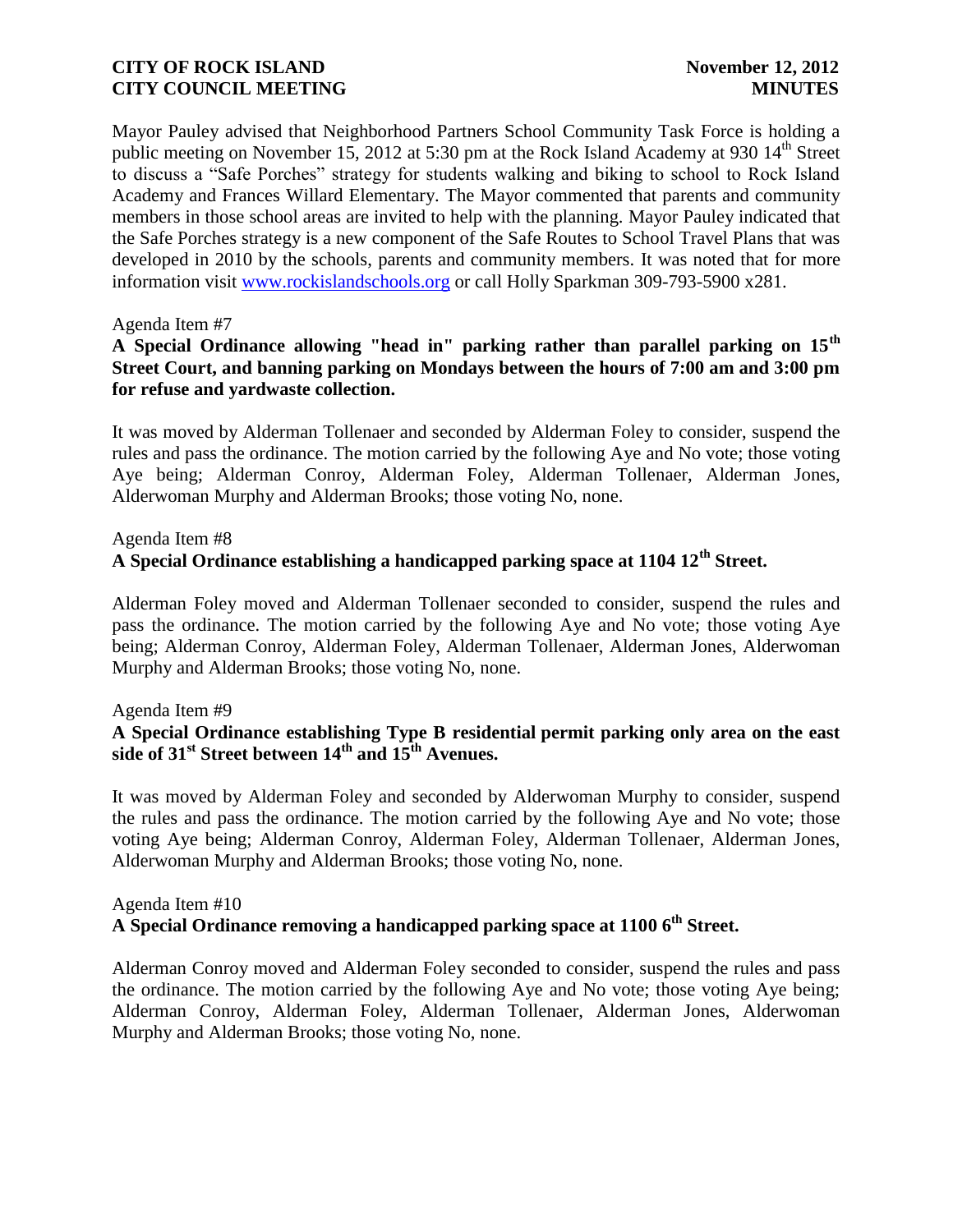Mayor Pauley advised that Neighborhood Partners School Community Task Force is holding a public meeting on November 15, 2012 at 5:30 pm at the Rock Island Academy at 930 14th Street to discuss a "Safe Porches" strategy for students walking and biking to school to Rock Island Academy and Frances Willard Elementary. The Mayor commented that parents and community members in those school areas are invited to help with the planning. Mayor Pauley indicated that the Safe Porches strategy is a new component of the Safe Routes to School Travel Plans that was developed in 2010 by the schools, parents and community members. It was noted that for more information visit [www.rockislandschools.org](http://www.rockislandschools.org) or call Holly Sparkman 309-793-5900 x281.

Agenda Item #7

**A Special Ordinance allowing "head in" parking rather than parallel parking on 15th Street Court, and banning parking on Mondays between the hours of 7:00 am and 3:00 pm for refuse and yardwaste collection.**

It was moved by Alderman Tollenaer and seconded by Alderman Foley to consider, suspend the rules and pass the ordinance. The motion carried by the following Aye and No vote; those voting Aye being; Alderman Conroy, Alderman Foley, Alderman Tollenaer, Alderman Jones, Alderwoman Murphy and Alderman Brooks; those voting No, none.

Agenda Item #8

**A Special Ordinance establishing a handicapped parking space at 1104 12th Street.**

Alderman Foley moved and Alderman Tollenaer seconded to consider, suspend the rules and pass the ordinance. The motion carried by the following Aye and No vote; those voting Aye being; Alderman Conroy, Alderman Foley, Alderman Tollenaer, Alderman Jones, Alderwoman Murphy and Alderman Brooks; those voting No, none.

Agenda Item #9

**A Special Ordinance establishing Type B residential permit parking only area on the east side of 31st Street between 14th and 15th Avenues.**

It was moved by Alderman Foley and seconded by Alderwoman Murphy to consider, suspend the rules and pass the ordinance. The motion carried by the following Aye and No vote; those voting Aye being; Alderman Conroy, Alderman Foley, Alderman Tollenaer, Alderman Jones, Alderwoman Murphy and Alderman Brooks; those voting No, none.

Agenda Item #10

**A Special Ordinance removing a handicapped parking space at 1100 6th Street.**

Alderman Conroy moved and Alderman Foley seconded to consider, suspend the rules and pass the ordinance. The motion carried by the following Aye and No vote; those voting Aye being; Alderman Conroy, Alderman Foley, Alderman Tollenaer, Alderman Jones, Alderwoman Murphy and Alderman Brooks; those voting No, none.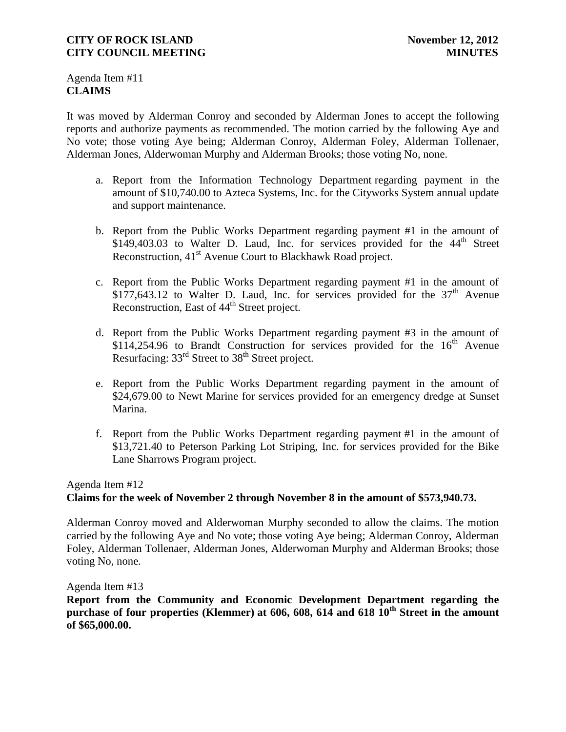Agenda Item #11
**CLAIMS**

It was moved by Alderman Conroy and seconded by Alderman Jones to accept the following reports and authorize payments as recommended. The motion carried by the following Aye and No vote; those voting Aye being; Alderman Conroy, Alderman Foley, Alderman Tollenaer, Alderman Jones, Alderwoman Murphy and Alderman Brooks; those voting No, none.

a. Report from the Information Technology Department regarding payment in the amount of $10,740.00 to Azteca Systems, Inc. for the Cityworks System annual update and support maintenance.

b. Report from the Public Works Department regarding payment #1 in the amount of $149,403.03 to Walter D. Laud, Inc. for services provided for the 44th Street Reconstruction, 41st Avenue Court to Blackhawk Road project.

c. Report from the Public Works Department regarding payment #1 in the amount of $177,643.12 to Walter D. Laud, Inc. for services provided for the 37th Avenue Reconstruction, East of 44th Street project.

d. Report from the Public Works Department regarding payment #3 in the amount of $114,254.96 to Brandt Construction for services provided for the 16th Avenue Resurfacing: 33rd Street to 38th Street project.

e. Report from the Public Works Department regarding payment in the amount of $24,679.00 to Newt Marine for services provided for an emergency dredge at Sunset Marina.

f. Report from the Public Works Department regarding payment #1 in the amount of $13,721.40 to Peterson Parking Lot Striping, Inc. for services provided for the Bike Lane Sharrows Program project.

Agenda Item #12
**Claims for the week of November 2 through November 8 in the amount of $573,940.73.**

Alderman Conroy moved and Alderwoman Murphy seconded to allow the claims. The motion carried by the following Aye and No vote; those voting Aye being; Alderman Conroy, Alderman Foley, Alderman Tollenaer, Alderman Jones, Alderwoman Murphy and Alderman Brooks; those voting No, none.

Agenda Item #13
**Report from the Community and Economic Development Department regarding the purchase of four properties (Klemmer) at 606, 608, 614 and 618 10th Street in the amount of $65,000.00.**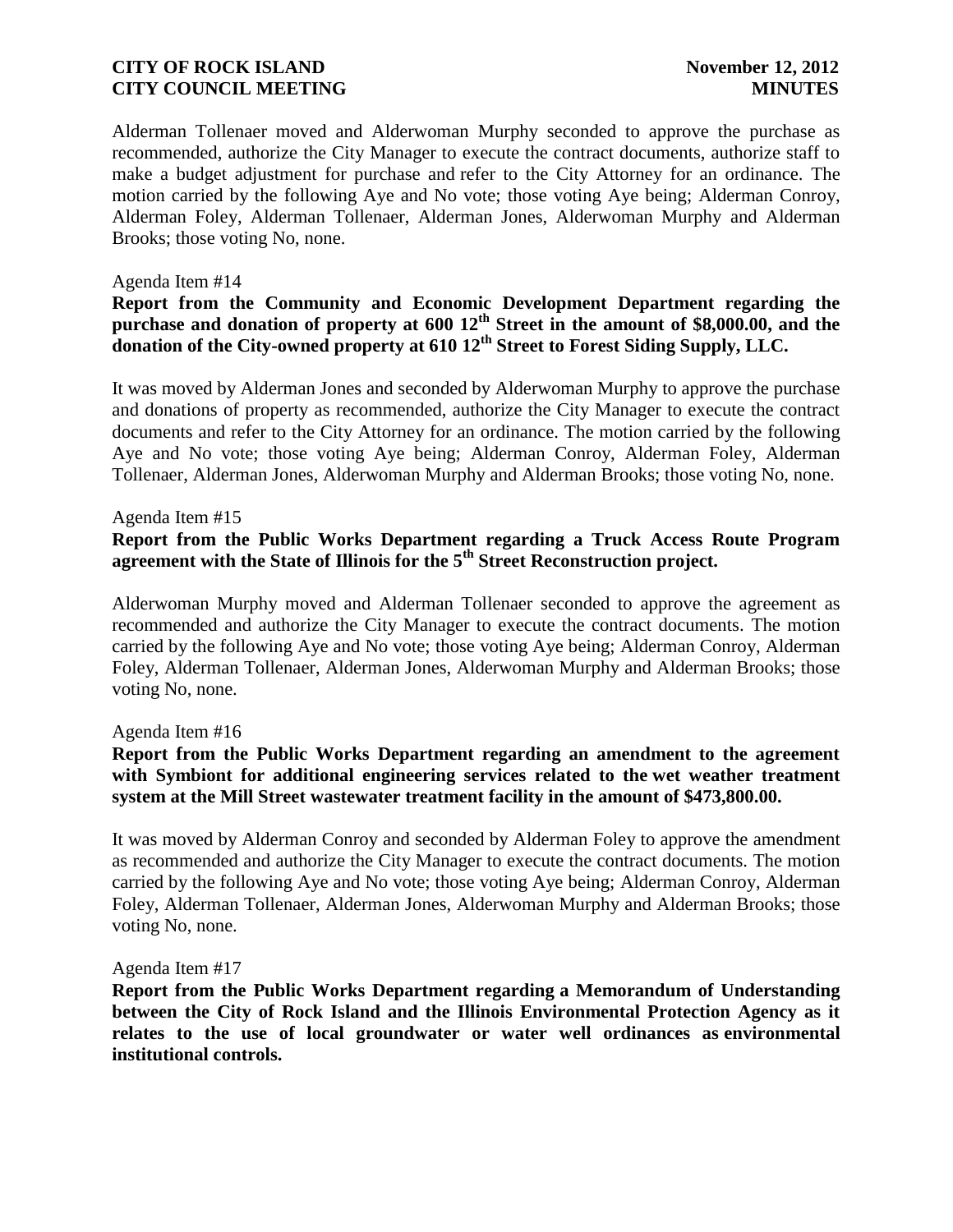Alderman Tollenaer moved and Alderwoman Murphy seconded to approve the purchase as recommended, authorize the City Manager to execute the contract documents, authorize staff to make a budget adjustment for purchase and refer to the City Attorney for an ordinance. The motion carried by the following Aye and No vote; those voting Aye being; Alderman Conroy, Alderman Foley, Alderman Tollenaer, Alderman Jones, Alderwoman Murphy and Alderman Brooks; those voting No, none.

Agenda Item #14

**Report from the Community and Economic Development Department regarding the purchase and donation of property at 600 12th Street in the amount of $8,000.00, and the donation of the City-owned property at 610 12th Street to Forest Siding Supply, LLC.**

It was moved by Alderman Jones and seconded by Alderwoman Murphy to approve the purchase and donations of property as recommended, authorize the City Manager to execute the contract documents and refer to the City Attorney for an ordinance. The motion carried by the following Aye and No vote; those voting Aye being; Alderman Conroy, Alderman Foley, Alderman Tollenaer, Alderman Jones, Alderwoman Murphy and Alderman Brooks; those voting No, none.

Agenda Item #15

**Report from the Public Works Department regarding a Truck Access Route Program agreement with the State of Illinois for the 5th Street Reconstruction project.**

Alderwoman Murphy moved and Alderman Tollenaer seconded to approve the agreement as recommended and authorize the City Manager to execute the contract documents. The motion carried by the following Aye and No vote; those voting Aye being; Alderman Conroy, Alderman Foley, Alderman Tollenaer, Alderman Jones, Alderwoman Murphy and Alderman Brooks; those voting No, none.

Agenda Item #16

**Report from the Public Works Department regarding an amendment to the agreement with Symbiont for additional engineering services related to the wet weather treatment system at the Mill Street wastewater treatment facility in the amount of $473,800.00.**

It was moved by Alderman Conroy and seconded by Alderman Foley to approve the amendment as recommended and authorize the City Manager to execute the contract documents. The motion carried by the following Aye and No vote; those voting Aye being; Alderman Conroy, Alderman Foley, Alderman Tollenaer, Alderman Jones, Alderwoman Murphy and Alderman Brooks; those voting No, none.

Agenda Item #17

**Report from the Public Works Department regarding a Memorandum of Understanding between the City of Rock Island and the Illinois Environmental Protection Agency as it relates to the use of local groundwater or water well ordinances as environmental institutional controls.**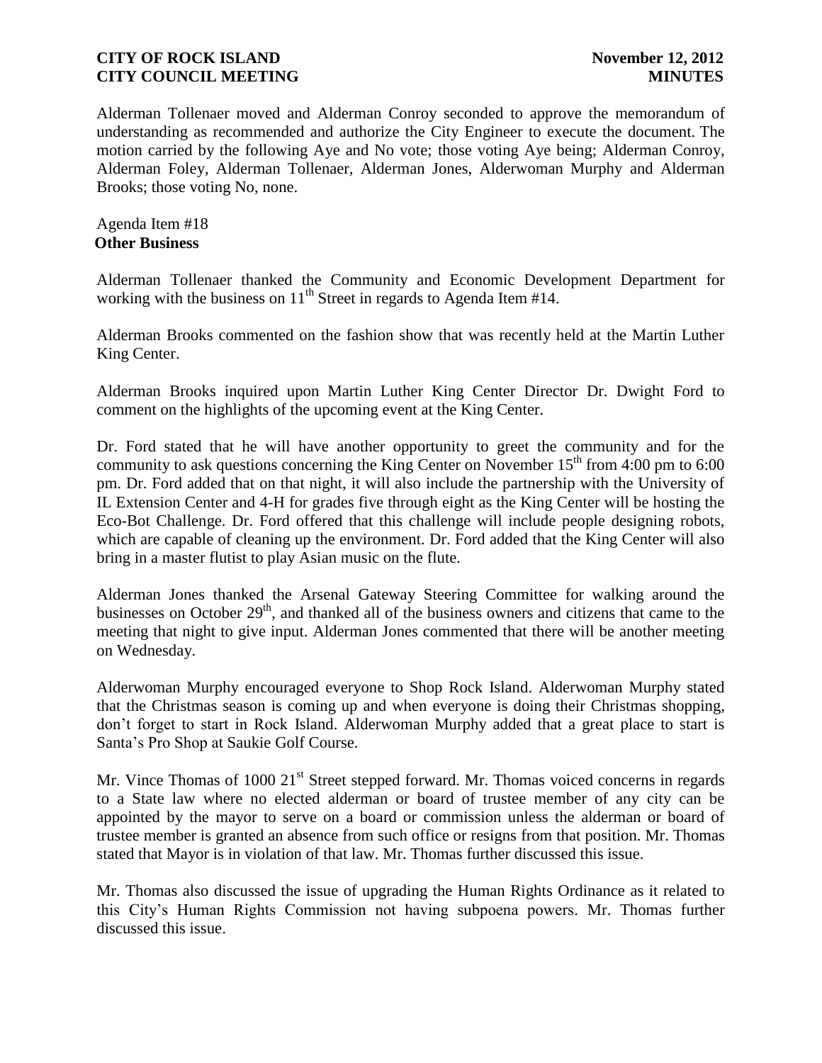Alderman Tollenaer moved and Alderman Conroy seconded to approve the memorandum of understanding as recommended and authorize the City Engineer to execute the document. The motion carried by the following Aye and No vote; those voting Aye being; Alderman Conroy, Alderman Foley, Alderman Tollenaer, Alderman Jones, Alderwoman Murphy and Alderman Brooks; those voting No, none.

Agenda Item #18
**Other Business**

Alderman Tollenaer thanked the Community and Economic Development Department for working with the business on 11th Street in regards to Agenda Item #14.

Alderman Brooks commented on the fashion show that was recently held at the Martin Luther King Center.

Alderman Brooks inquired upon Martin Luther King Center Director Dr. Dwight Ford to comment on the highlights of the upcoming event at the King Center.

Dr. Ford stated that he will have another opportunity to greet the community and for the community to ask questions concerning the King Center on November 15th from 4:00 pm to 6:00 pm. Dr. Ford added that on that night, it will also include the partnership with the University of IL Extension Center and 4-H for grades five through eight as the King Center will be hosting the Eco-Bot Challenge. Dr. Ford offered that this challenge will include people designing robots, which are capable of cleaning up the environment. Dr. Ford added that the King Center will also bring in a master flutist to play Asian music on the flute.

Alderman Jones thanked the Arsenal Gateway Steering Committee for walking around the businesses on October 29th, and thanked all of the business owners and citizens that came to the meeting that night to give input. Alderman Jones commented that there will be another meeting on Wednesday.

Alderwoman Murphy encouraged everyone to Shop Rock Island. Alderwoman Murphy stated that the Christmas season is coming up and when everyone is doing their Christmas shopping, don't forget to start in Rock Island. Alderwoman Murphy added that a great place to start is Santa's Pro Shop at Saukie Golf Course.

Mr. Vince Thomas of 1000 21st Street stepped forward. Mr. Thomas voiced concerns in regards to a State law where no elected alderman or board of trustee member of any city can be appointed by the mayor to serve on a board or commission unless the alderman or board of trustee member is granted an absence from such office or resigns from that position. Mr. Thomas stated that Mayor is in violation of that law. Mr. Thomas further discussed this issue.

Mr. Thomas also discussed the issue of upgrading the Human Rights Ordinance as it related to this City's Human Rights Commission not having subpoena powers. Mr. Thomas further discussed this issue.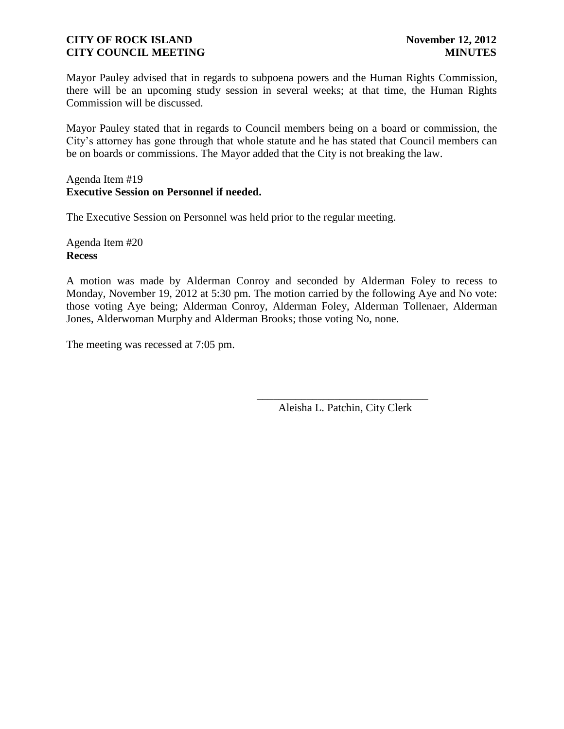Mayor Pauley advised that in regards to subpoena powers and the Human Rights Commission, there will be an upcoming study session in several weeks; at that time, the Human Rights Commission will be discussed.

Mayor Pauley stated that in regards to Council members being on a board or commission, the City's attorney has gone through that whole statute and he has stated that Council members can be on boards or commissions. The Mayor added that the City is not breaking the law.

Agenda Item #19
**Executive Session on Personnel if needed.**

The Executive Session on Personnel was held prior to the regular meeting.

Agenda Item #20
**Recess**

A motion was made by Alderman Conroy and seconded by Alderman Foley to recess to Monday, November 19, 2012 at 5:30 pm. The motion carried by the following Aye and No vote: those voting Aye being; Alderman Conroy, Alderman Foley, Alderman Tollenaer, Alderman Jones, Alderwoman Murphy and Alderman Brooks; those voting No, none.

The meeting was recessed at 7:05 pm.

\_\_\_\_\_\_\_\_\_\_\_\_\_\_\_\_\_\_\_\_\_\_\_\_\_\_\_\_\_\_

Aleisha L. Patchin, City Clerk